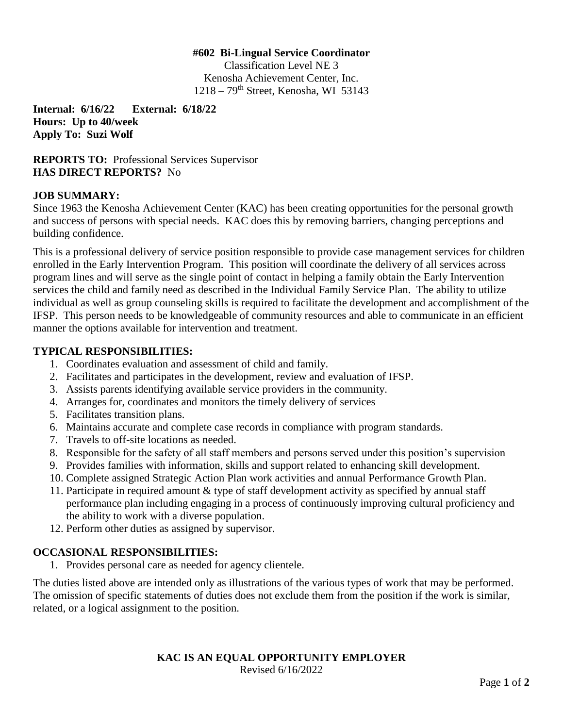**#602 Bi-Lingual Service Coordinator**

Classification Level NE 3

Kenosha Achievement Center, Inc.

1218 – 79th Street, Kenosha, WI 53143

**Internal: 6/16/22 External: 6/18/22**
**Hours: Up to 40/week**
**Apply To: Suzi Wolf**

**REPORTS TO:** Professional Services Supervisor
**HAS DIRECT REPORTS?** No

## JOB SUMMARY:

Since 1963 the Kenosha Achievement Center (KAC) has been creating opportunities for the personal growth and success of persons with special needs. KAC does this by removing barriers, changing perceptions and building confidence.

This is a professional delivery of service position responsible to provide case management services for children enrolled in the Early Intervention Program. This position will coordinate the delivery of all services across program lines and will serve as the single point of contact in helping a family obtain the Early Intervention services the child and family need as described in the Individual Family Service Plan. The ability to utilize individual as well as group counseling skills is required to facilitate the development and accomplishment of the IFSP. This person needs to be knowledgeable of community resources and able to communicate in an efficient manner the options available for intervention and treatment.

## TYPICAL RESPONSIBILITIES:

1. Coordinates evaluation and assessment of child and family.
2. Facilitates and participates in the development, review and evaluation of IFSP.
3. Assists parents identifying available service providers in the community.
4. Arranges for, coordinates and monitors the timely delivery of services
5. Facilitates transition plans.
6. Maintains accurate and complete case records in compliance with program standards.
7. Travels to off-site locations as needed.
8. Responsible for the safety of all staff members and persons served under this position's supervision
9. Provides families with information, skills and support related to enhancing skill development.
10. Complete assigned Strategic Action Plan work activities and annual Performance Growth Plan.
11. Participate in required amount & type of staff development activity as specified by annual staff performance plan including engaging in a process of continuously improving cultural proficiency and the ability to work with a diverse population.
12. Perform other duties as assigned by supervisor.

## OCCASIONAL RESPONSIBILITIES:

1. Provides personal care as needed for agency clientele.

The duties listed above are intended only as illustrations of the various types of work that may be performed. The omission of specific statements of duties does not exclude them from the position if the work is similar, related, or a logical assignment to the position.

**KAC IS AN EQUAL OPPORTUNITY EMPLOYER**

Revised 6/16/2022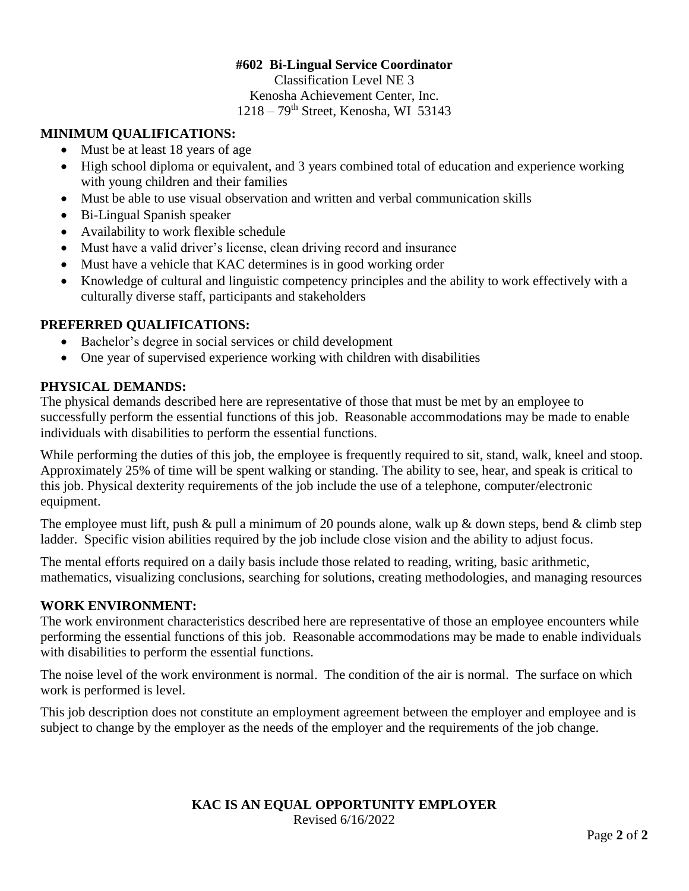**#602 Bi-Lingual Service Coordinator**

Classification Level NE 3

Kenosha Achievement Center, Inc.

1218 – 79th Street, Kenosha, WI 53143

## MINIMUM QUALIFICATIONS:

- Must be at least 18 years of age
- High school diploma or equivalent, and 3 years combined total of education and experience working with young children and their families
- Must be able to use visual observation and written and verbal communication skills
- Bi-Lingual Spanish speaker
- Availability to work flexible schedule
- Must have a valid driver's license, clean driving record and insurance
- Must have a vehicle that KAC determines is in good working order
- Knowledge of cultural and linguistic competency principles and the ability to work effectively with a culturally diverse staff, participants and stakeholders

## PREFERRED QUALIFICATIONS:

- Bachelor's degree in social services or child development
- One year of supervised experience working with children with disabilities

## PHYSICAL DEMANDS:

The physical demands described here are representative of those that must be met by an employee to successfully perform the essential functions of this job. Reasonable accommodations may be made to enable individuals with disabilities to perform the essential functions.

While performing the duties of this job, the employee is frequently required to sit, stand, walk, kneel and stoop. Approximately 25% of time will be spent walking or standing. The ability to see, hear, and speak is critical to this job. Physical dexterity requirements of the job include the use of a telephone, computer/electronic equipment.

The employee must lift, push & pull a minimum of 20 pounds alone, walk up & down steps, bend & climb step ladder. Specific vision abilities required by the job include close vision and the ability to adjust focus.

The mental efforts required on a daily basis include those related to reading, writing, basic arithmetic, mathematics, visualizing conclusions, searching for solutions, creating methodologies, and managing resources

## WORK ENVIRONMENT:

The work environment characteristics described here are representative of those an employee encounters while performing the essential functions of this job. Reasonable accommodations may be made to enable individuals with disabilities to perform the essential functions.

The noise level of the work environment is normal. The condition of the air is normal. The surface on which work is performed is level.

This job description does not constitute an employment agreement between the employer and employee and is subject to change by the employer as the needs of the employer and the requirements of the job change.

**KAC IS AN EQUAL OPPORTUNITY EMPLOYER**

Revised 6/16/2022